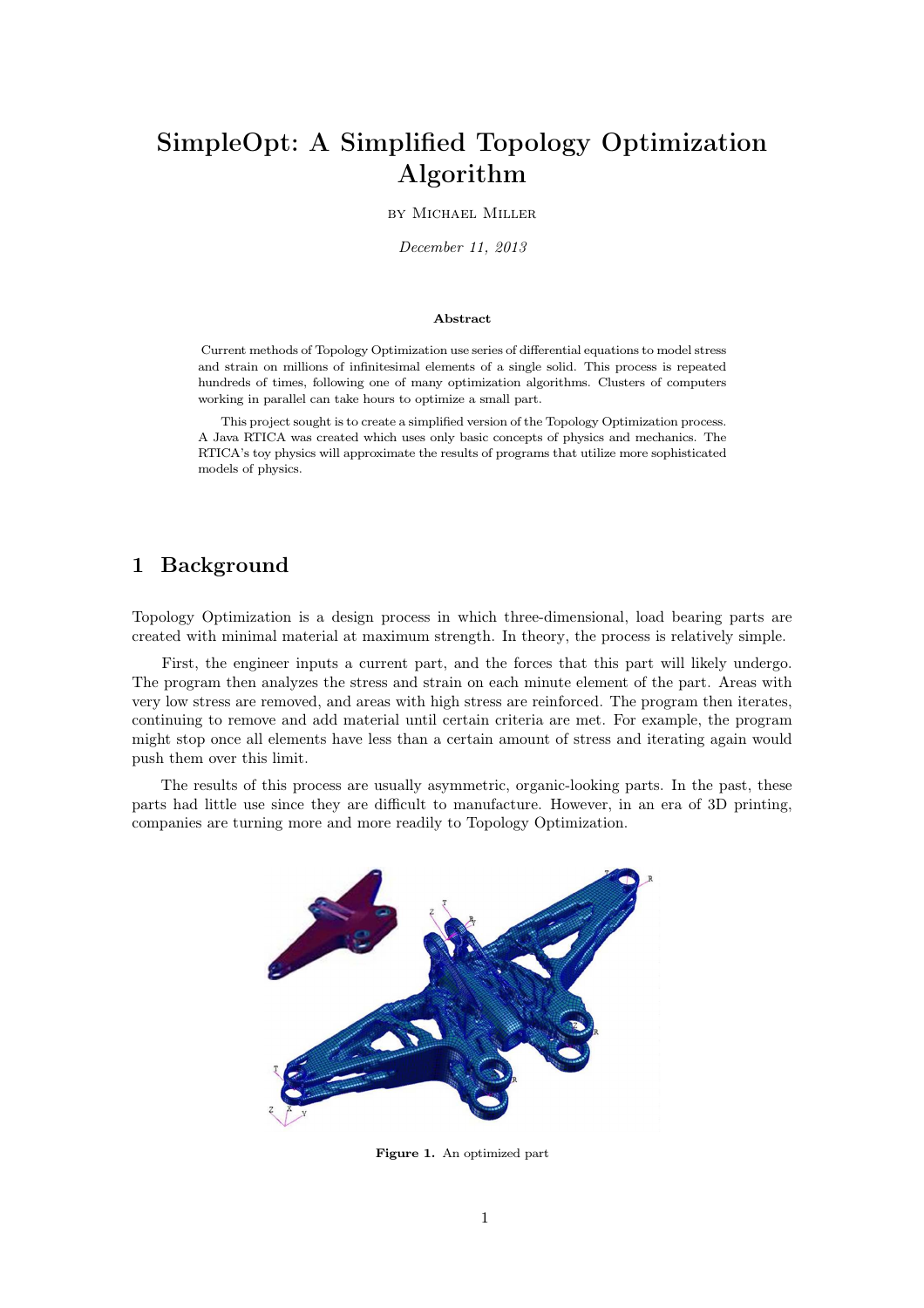# SimpleOpt: A Simplified Topology Optimization Algorithm

by Michael Miller

*December 11, 2013*

**Abstract**

Current methods of Topology Optimization use series of differential equations to model stress and strain on millions of infinitesimal elements of a single solid. This process is repeated hundreds of times, following one of many optimization algorithms. Clusters of computers working in parallel can take hours to optimize a small part.

This project sought is to create a simplified version of the Topology Optimization process. A Java RTICA was created which uses only basic concepts of physics and mechanics. The RTICA's toy physics will approximate the results of programs that utilize more sophisticated models of physics.

## 1 Background

Topology Optimization is a design process in which three-dimensional, load bearing parts are created with minimal material at maximum strength. In theory, the process is relatively simple.

First, the engineer inputs a current part, and the forces that this part will likely undergo. The program then analyzes the stress and strain on each minute element of the part. Areas with very low stress are removed, and areas with high stress are reinforced. The program then iterates, continuing to remove and add material until certain criteria are met. For example, the program might stop once all elements have less than a certain amount of stress and iterating again would push them over this limit.

The results of this process are usually asymmetric, organic-looking parts. In the past, these parts had little use since they are difficult to manufacture. However, in an era of 3D printing, companies are turning more and more readily to Topology Optimization.

**Figure 1.** An optimized part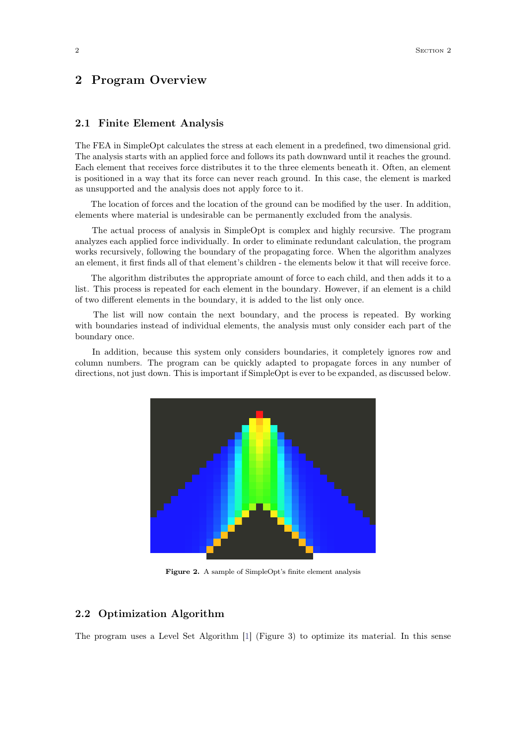## 2 Program Overview

### 2.1 Finite Element Analysis

The FEA in SimpleOpt calculates the stress at each element in a predefined, two dimensional grid. The analysis starts with an applied force and follows its path downward until it reaches the ground. Each element that receives force distributes it to the three elements beneath it. Often, an element is positioned in a way that its force can never reach ground. In this case, the element is marked as unsupported and the analysis does not apply force to it.

The location of forces and the location of the ground can be modified by the user. In addition, elements where material is undesirable can be permanently excluded from the analysis.

The actual process of analysis in SimpleOpt is complex and highly recursive. The program analyzes each applied force individually. In order to eliminate redundant calculation, the program works recursively, following the boundary of the propagating force. When the algorithm analyzes an element, it first finds all of that element's children - the elements below it that will receive force.

The algorithm distributes the appropriate amount of force to each child, and then adds it to a list. This process is repeated for each element in the boundary. However, if an element is a child of two different elements in the boundary, it is added to the list only once.

The list will now contain the next boundary, and the process is repeated. By working with boundaries instead of individual elements, the analysis must only consider each part of the boundary once.

In addition, because this system only considers boundaries, it completely ignores row and column numbers. The program can be quickly adapted to propagate forces in any number of directions, not just down. This is important if SimpleOpt is ever to be expanded, as discussed below.

**Figure 2.** A sample of SimpleOpt's finite element analysis

### 2.2 Optimization Algorithm

The program uses a Level Set Algorithm [1] (Figure 3) to optimize its material. In this sense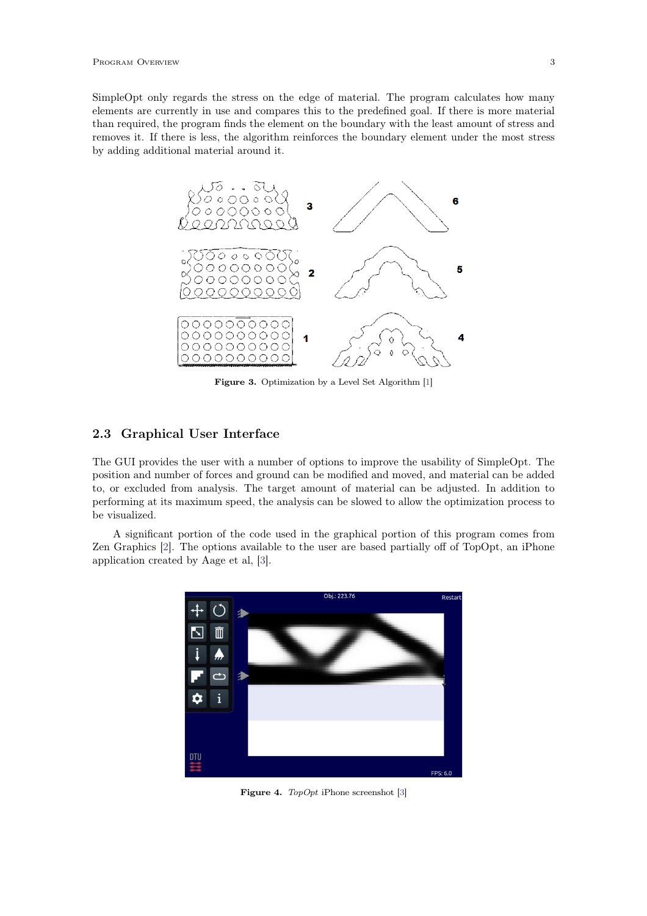SimpleOpt only regards the stress on the edge of material. The program calculates how many elements are currently in use and compares this to the predefined goal. If there is more material than required, the program finds the element on the boundary with the least amount of stress and removes it. If there is less, the algorithm reinforces the boundary element under the most stress by adding additional material around it.

**Figure 3.** Optimization by a Level Set Algorithm [1]

## 2.3 Graphical User Interface

The GUI provides the user with a number of options to improve the usability of SimpleOpt. The position and number of forces and ground can be modified and moved, and material can be added to, or excluded from analysis. The target amount of material can be adjusted. In addition to performing at its maximum speed, the analysis can be slowed to allow the optimization process to be visualized.

A significant portion of the code used in the graphical portion of this program comes from Zen Graphics [2]. The options available to the user are based partially off of TopOpt, an iPhone application created by Aage et al, [3].

**Figure 4.** *TopOpt* iPhone screenshot [3]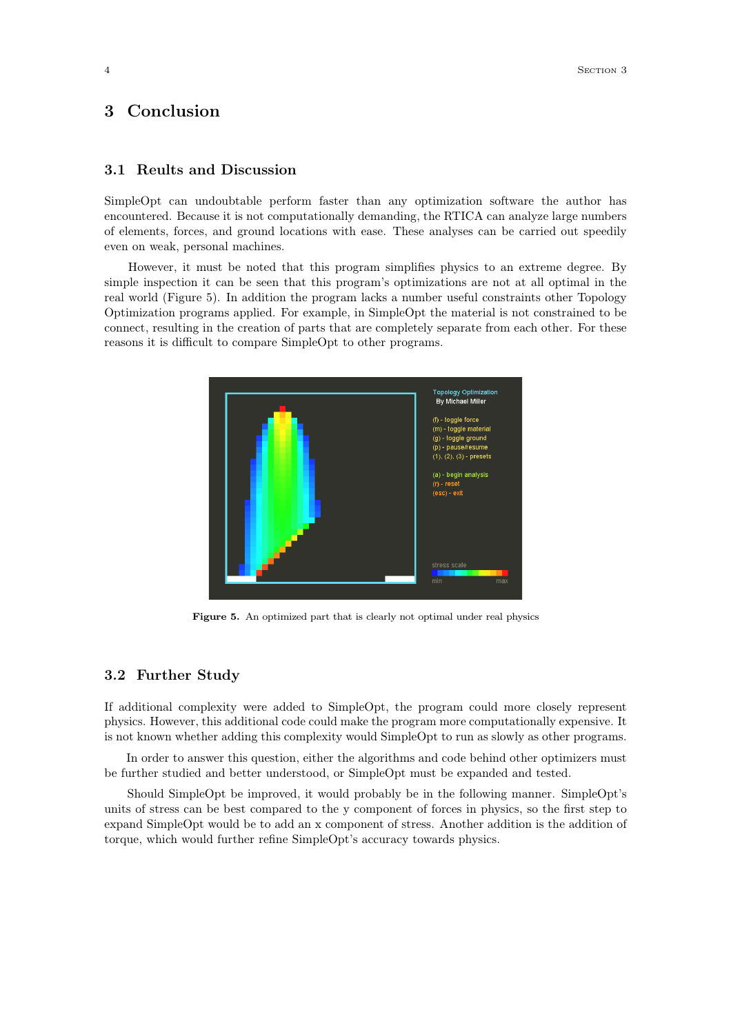# 3 Conclusion

## 3.1 Reults and Discussion

SimpleOpt can undoubtable perform faster than any optimization software the author has encountered. Because it is not computationally demanding, the RTICA can analyze large numbers of elements, forces, and ground locations with ease. These analyses can be carried out speedily even on weak, personal machines.

However, it must be noted that this program simplifies physics to an extreme degree. By simple inspection it can be seen that this program's optimizations are not at all optimal in the real world (Figure 5). In addition the program lacks a number useful constraints other Topology Optimization programs applied. For example, in SimpleOpt the material is not constrained to be connect, resulting in the creation of parts that are completely separate from each other. For these reasons it is difficult to compare SimpleOpt to other programs.

**Figure 5.** An optimized part that is clearly not optimal under real physics

## 3.2 Further Study

If additional complexity were added to SimpleOpt, the program could more closely represent physics. However, this additional code could make the program more computationally expensive. It is not known whether adding this complexity would SimpleOpt to run as slowly as other programs.

In order to answer this question, either the algorithms and code behind other optimizers must be further studied and better understood, or SimpleOpt must be expanded and tested.

Should SimpleOpt be improved, it would probably be in the following manner. SimpleOpt's units of stress can be best compared to the y component of forces in physics, so the first step to expand SimpleOpt would be to add an x component of stress. Another addition is the addition of torque, which would further refine SimpleOpt's accuracy towards physics.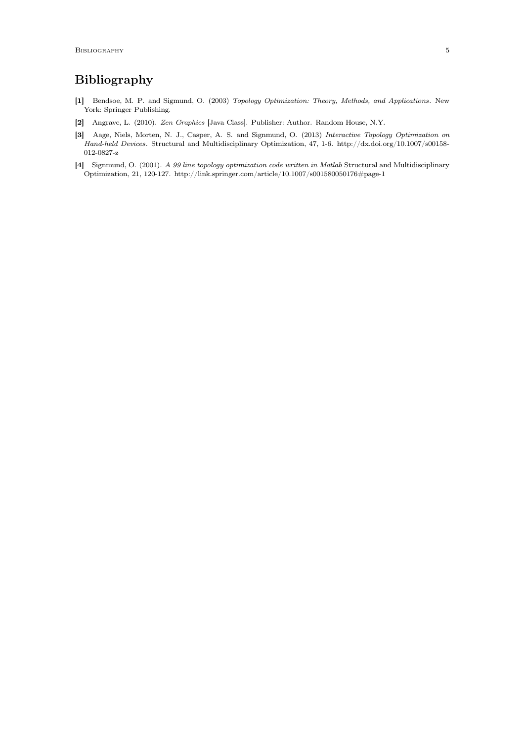# Bibliography

**[1]** Bendsoe, M. P. and Sigmund, O. (2003) *Topology Optimization: Theory, Methods, and Applications*. New York: Springer Publishing.

**[2]** Angrave, L. (2010). *Zen Graphics* [Java Class]. Publisher: Author. Random House, N.Y.

**[3]** Aage, Niels, Morten, N. J., Casper, A. S. and Signmund, O. (2013) *Interactive Topology Optimization on Hand-held Devices*. Structural and Multidisciplinary Optimization, 47, 1-6. http://dx.doi.org/10.1007/s00158-012-0827-z

**[4]** Signmund, O. (2001). *A 99 line topology optimization code written in Matlab* Structural and Multidisciplinary Optimization, 21, 120-127. http://link.springer.com/article/10.1007/s001580050176#page-1